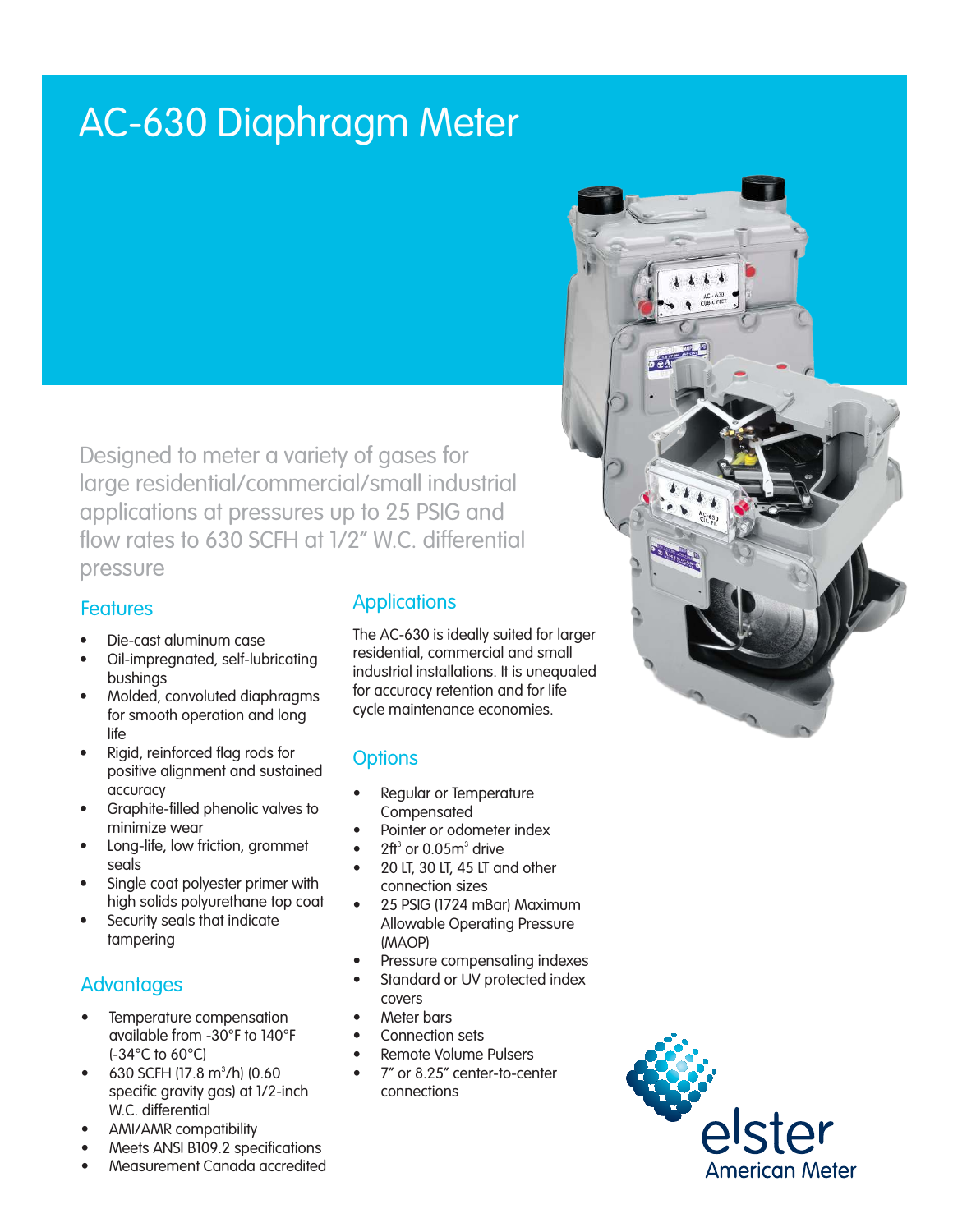# AC-630 Diaphragm Meter

Designed to meter a variety of gases for large residential/commercial/small industrial applications at pressures up to 25 PSIG and flow rates to 630 SCFH at 1/2" W.C. differential pressure

## Features

- Die-cast aluminum case
- Oil-impregnated, self-lubricating bushings
- Molded, convoluted diaphragms for smooth operation and long life
- Rigid, reinforced flag rods for positive alignment and sustained accuracy
- Graphite-filled phenolic valves to minimize wear
- Long-life, low friction, grommet seals
- Single coat polyester primer with high solids polyurethane top coat
- Security seals that indicate tampering

## Advantages

- Temperature compensation available from -30°F to 140°F (-34°C to 60°C)
- 630 SCFH (17.8 $m^3$/h) (0.60 specific gravity gas) at 1/2-inch W.C. differential
- AMI/AMR compatibility
- Meets ANSI B109.2 specifications
- Measurement Canada accredited

## Applications

The AC-630 is ideally suited for larger residential, commercial and small industrial installations. It is unequaled for accuracy retention and for life cycle maintenance economies.

## Options

- Regular or Temperature Compensated
- Pointer or odometer index
- 2$ft^3$ or 0.05$m^3$ drive
- 20 LT, 30 LT, 45 LT and other connection sizes
- 25 PSIG (1724 mBar) Maximum Allowable Operating Pressure (MAOP)
- Pressure compensating indexes
- Standard or UV protected index covers
- Meter bars
- Connection sets
- Remote Volume Pulsers
- 7" or 8.25" center-to-center connections

elster
American Meter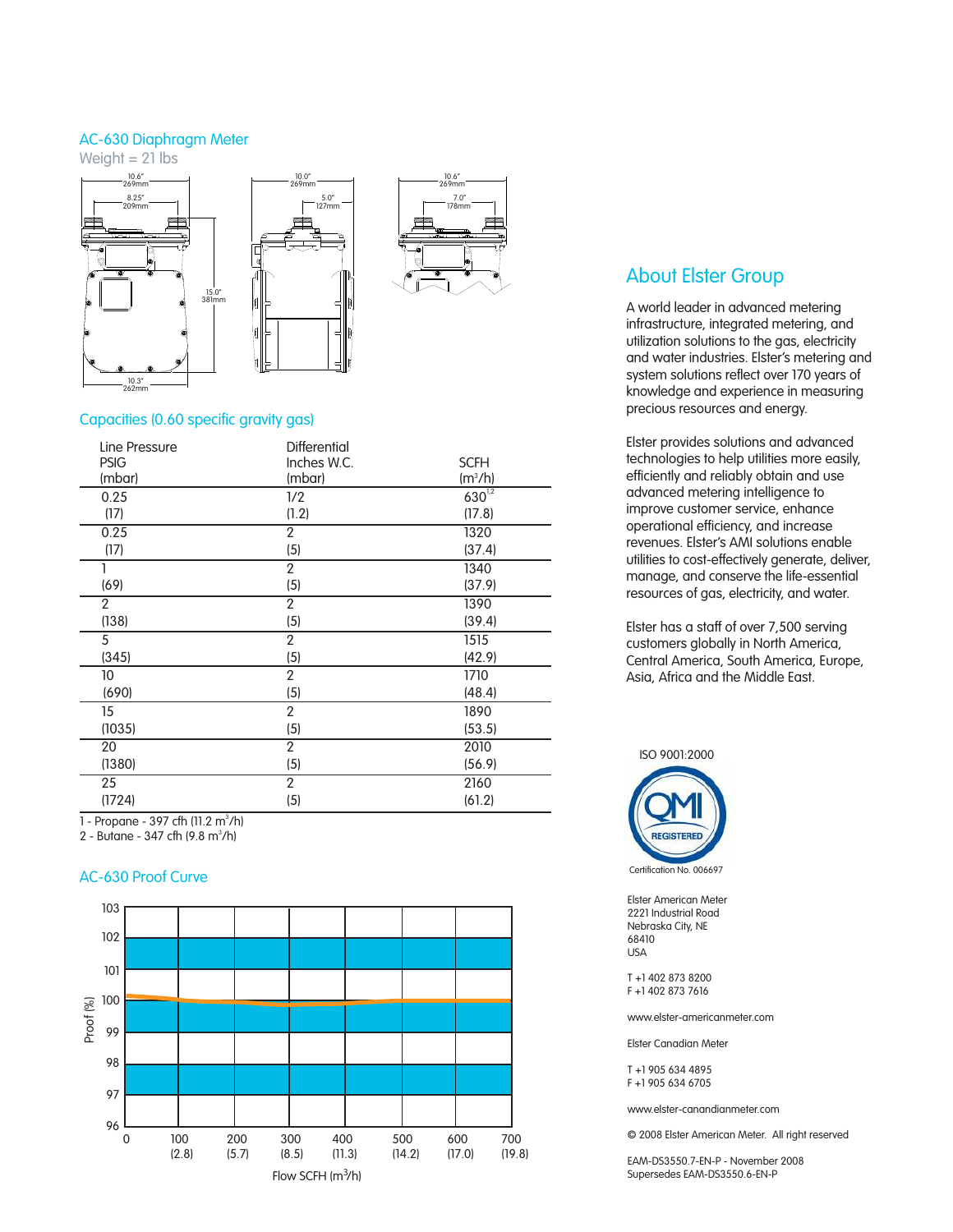## AC-630 Diaphragm Meter

Weight = 21 lbs

10.6" 269mm
8.25" 209mm
15.0" 381mm
10.3" 262mm
10.0" 269mm
5.0" 127mm
10.6" 269mm
7.0" 178mm

## Capacities (0.60 specific gravity gas)

| Line Pressure PSIG (mbar) | Differential Inches W.C. (mbar) | SCFH (m³/h) |
|---|---|---|
| 0.25 (17) | 1/2 (1.2) | 630[1,2] (17.8) |
| 0.25 (17) | 2 (5) | 1320 (37.4) |
| 1 (69) | 2 (5) | 1340 (37.9) |
| 2 (138) | 2 (5) | 1390 (39.4) |
| 5 (345) | 2 (5) | 1515 (42.9) |
| 10 (690) | 2 (5) | 1710 (48.4) |
| 15 (1035) | 2 (5) | 1890 (53.5) |
| 20 (1380) | 2 (5) | 2010 (56.9) |
| 25 (1724) | 2 (5) | 2160 (61.2) |

1 - Propane - 397 cfh (11.2 m³/h)
2 - Butane - 347 cfh (9.8 m³/h)

## AC-630 Proof Curve

Proof (%)
103
102
101
100
99
98
97
96

Flow SCFH (m³/h)
0
100 (2.8)
200 (5.7)
300 (8.5)
400 (11.3)
500 (14.2)
600 (17.0)
700 (19.8)

## About Elster Group

A world leader in advanced metering infrastructure, integrated metering, and utilization solutions to the gas, electricity and water industries. Elster's metering and system solutions reflect over 170 years of knowledge and experience in measuring precious resources and energy.

Elster provides solutions and advanced technologies to help utilities more easily, efficiently and reliably obtain and use advanced metering intelligence to improve customer service, enhance operational efficiency, and increase revenues. Elster's AMI solutions enable utilities to cost-effectively generate, deliver, manage, and conserve the life-essential resources of gas, electricity, and water.

Elster has a staff of over 7,500 serving customers globally in North America, Central America, South America, Europe, Asia, Africa and the Middle East.

ISO 9001:2000

QMI REGISTERED

Certification No. 006697

Elster American Meter
2221 Industrial Road
Nebraska City, NE
68410
USA

T +1 402 873 8200
F +1 402 873 7616

www.elster-americanmeter.com

Elster Canadian Meter

T +1 905 634 4895
F +1 905 634 6705

www.elster-canandianmeter.com

© 2008 Elster American Meter. All right reserved

EAM-DS3550.7-EN-P - November 2008
Supersedes EAM-DS3550.6-EN-P